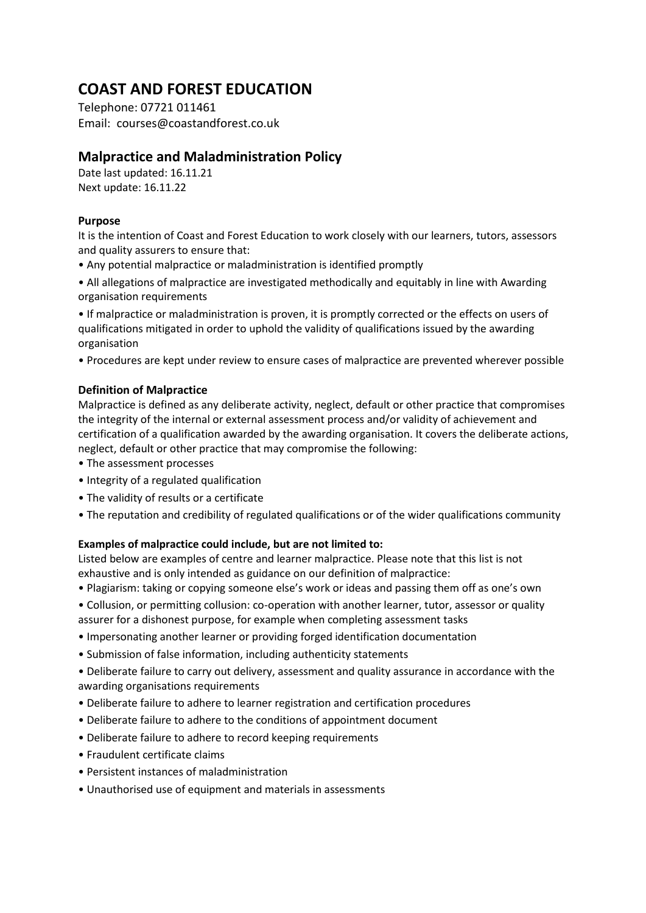# COAST AND FOREST EDUCATION

Telephone: 07721 011461
Email: courses@coastandforest.co.uk

## Malpractice and Maladministration Policy

Date last updated: 16.11.21
Next update: 16.11.22

### Purpose

It is the intention of Coast and Forest Education to work closely with our learners, tutors, assessors and quality assurers to ensure that:

- Any potential malpractice or maladministration is identified promptly
- All allegations of malpractice are investigated methodically and equitably in line with Awarding organisation requirements
- If malpractice or maladministration is proven, it is promptly corrected or the effects on users of qualifications mitigated in order to uphold the validity of qualifications issued by the awarding organisation
- Procedures are kept under review to ensure cases of malpractice are prevented wherever possible

### Definition of Malpractice

Malpractice is defined as any deliberate activity, neglect, default or other practice that compromises the integrity of the internal or external assessment process and/or validity of achievement and certification of a qualification awarded by the awarding organisation. It covers the deliberate actions, neglect, default or other practice that may compromise the following:

- The assessment processes
- Integrity of a regulated qualification
- The validity of results or a certificate
- The reputation and credibility of regulated qualifications or of the wider qualifications community

### Examples of malpractice could include, but are not limited to:

Listed below are examples of centre and learner malpractice. Please note that this list is not exhaustive and is only intended as guidance on our definition of malpractice:

- Plagiarism: taking or copying someone else's work or ideas and passing them off as one's own
- Collusion, or permitting collusion: co-operation with another learner, tutor, assessor or quality assurer for a dishonest purpose, for example when completing assessment tasks
- Impersonating another learner or providing forged identification documentation
- Submission of false information, including authenticity statements
- Deliberate failure to carry out delivery, assessment and quality assurance in accordance with the awarding organisations requirements
- Deliberate failure to adhere to learner registration and certification procedures
- Deliberate failure to adhere to the conditions of appointment document
- Deliberate failure to adhere to record keeping requirements
- Fraudulent certificate claims
- Persistent instances of maladministration
- Unauthorised use of equipment and materials in assessments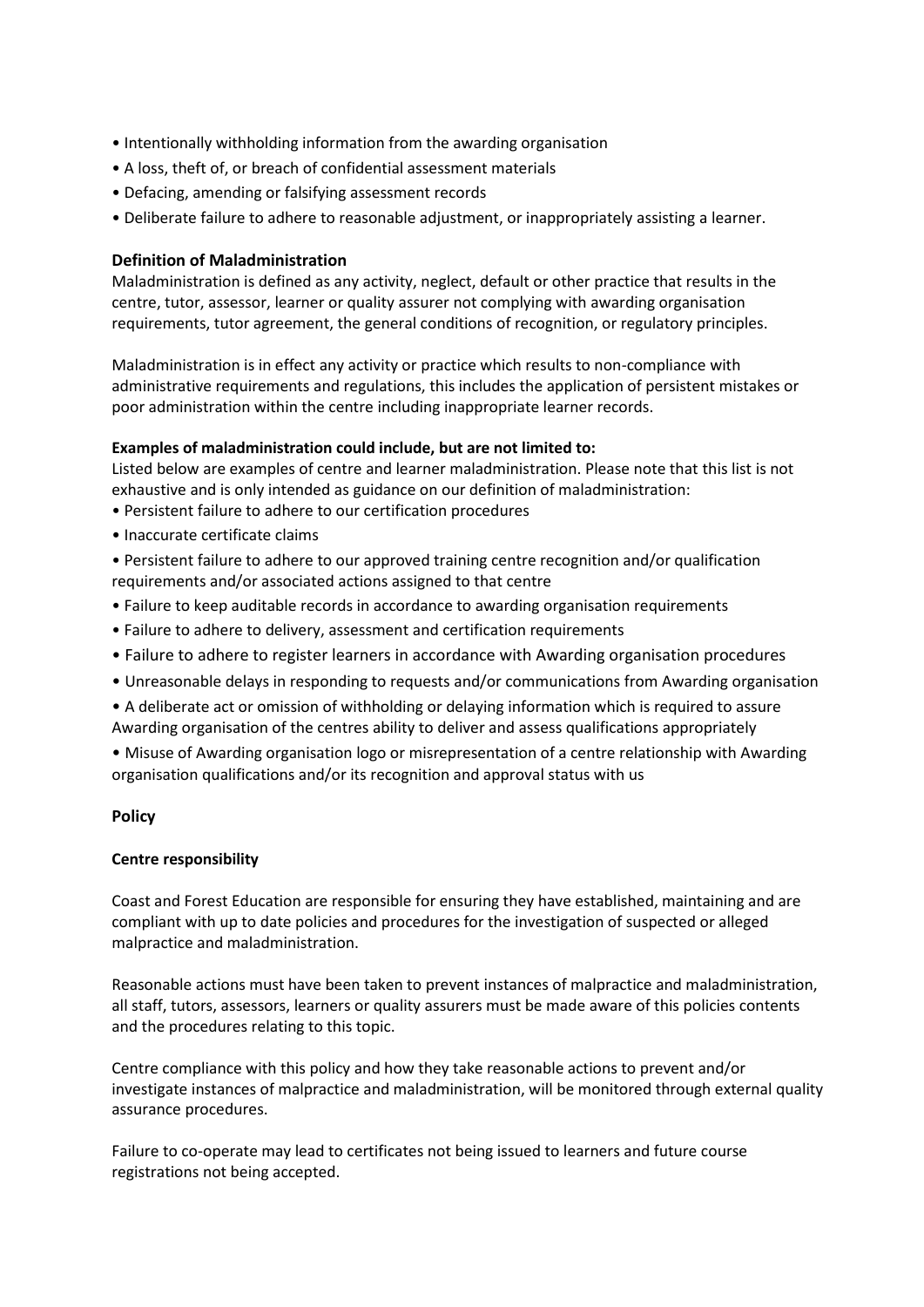- Intentionally withholding information from the awarding organisation
- A loss, theft of, or breach of confidential assessment materials
- Defacing, amending or falsifying assessment records
- Deliberate failure to adhere to reasonable adjustment, or inappropriately assisting a learner.

**Definition of Maladministration**

Maladministration is defined as any activity, neglect, default or other practice that results in the centre, tutor, assessor, learner or quality assurer not complying with awarding organisation requirements, tutor agreement, the general conditions of recognition, or regulatory principles.

Maladministration is in effect any activity or practice which results to non-compliance with administrative requirements and regulations, this includes the application of persistent mistakes or poor administration within the centre including inappropriate learner records.

**Examples of maladministration could include, but are not limited to:**

Listed below are examples of centre and learner maladministration. Please note that this list is not exhaustive and is only intended as guidance on our definition of maladministration:

- Persistent failure to adhere to our certification procedures
- Inaccurate certificate claims
- Persistent failure to adhere to our approved training centre recognition and/or qualification requirements and/or associated actions assigned to that centre
- Failure to keep auditable records in accordance to awarding organisation requirements
- Failure to adhere to delivery, assessment and certification requirements
- Failure to adhere to register learners in accordance with Awarding organisation procedures
- Unreasonable delays in responding to requests and/or communications from Awarding organisation
- A deliberate act or omission of withholding or delaying information which is required to assure Awarding organisation of the centres ability to deliver and assess qualifications appropriately
- Misuse of Awarding organisation logo or misrepresentation of a centre relationship with Awarding organisation qualifications and/or its recognition and approval status with us

**Policy**

**Centre responsibility**

Coast and Forest Education are responsible for ensuring they have established, maintaining and are compliant with up to date policies and procedures for the investigation of suspected or alleged malpractice and maladministration.

Reasonable actions must have been taken to prevent instances of malpractice and maladministration, all staff, tutors, assessors, learners or quality assurers must be made aware of this policies contents and the procedures relating to this topic.

Centre compliance with this policy and how they take reasonable actions to prevent and/or investigate instances of malpractice and maladministration, will be monitored through external quality assurance procedures.

Failure to co-operate may lead to certificates not being issued to learners and future course registrations not being accepted.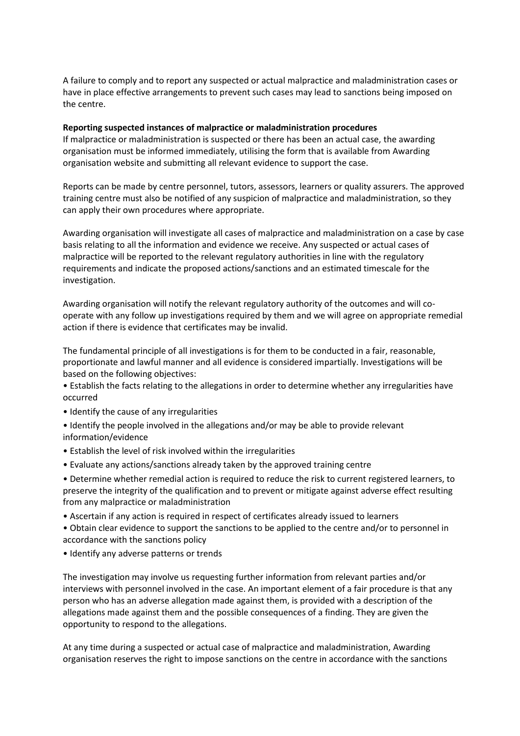A failure to comply and to report any suspected or actual malpractice and maladministration cases or have in place effective arrangements to prevent such cases may lead to sanctions being imposed on the centre.

**Reporting suspected instances of malpractice or maladministration procedures**

If malpractice or maladministration is suspected or there has been an actual case, the awarding organisation must be informed immediately, utilising the form that is available from Awarding organisation website and submitting all relevant evidence to support the case.

Reports can be made by centre personnel, tutors, assessors, learners or quality assurers. The approved training centre must also be notified of any suspicion of malpractice and maladministration, so they can apply their own procedures where appropriate.

Awarding organisation will investigate all cases of malpractice and maladministration on a case by case basis relating to all the information and evidence we receive. Any suspected or actual cases of malpractice will be reported to the relevant regulatory authorities in line with the regulatory requirements and indicate the proposed actions/sanctions and an estimated timescale for the investigation.

Awarding organisation will notify the relevant regulatory authority of the outcomes and will co-operate with any follow up investigations required by them and we will agree on appropriate remedial action if there is evidence that certificates may be invalid.

The fundamental principle of all investigations is for them to be conducted in a fair, reasonable, proportionate and lawful manner and all evidence is considered impartially. Investigations will be based on the following objectives:

- Establish the facts relating to the allegations in order to determine whether any irregularities have occurred
- Identify the cause of any irregularities
- Identify the people involved in the allegations and/or may be able to provide relevant information/evidence
- Establish the level of risk involved within the irregularities
- Evaluate any actions/sanctions already taken by the approved training centre
- Determine whether remedial action is required to reduce the risk to current registered learners, to preserve the integrity of the qualification and to prevent or mitigate against adverse effect resulting from any malpractice or maladministration
- Ascertain if any action is required in respect of certificates already issued to learners
- Obtain clear evidence to support the sanctions to be applied to the centre and/or to personnel in accordance with the sanctions policy
- Identify any adverse patterns or trends

The investigation may involve us requesting further information from relevant parties and/or interviews with personnel involved in the case. An important element of a fair procedure is that any person who has an adverse allegation made against them, is provided with a description of the allegations made against them and the possible consequences of a finding. They are given the opportunity to respond to the allegations.

At any time during a suspected or actual case of malpractice and maladministration, Awarding organisation reserves the right to impose sanctions on the centre in accordance with the sanctions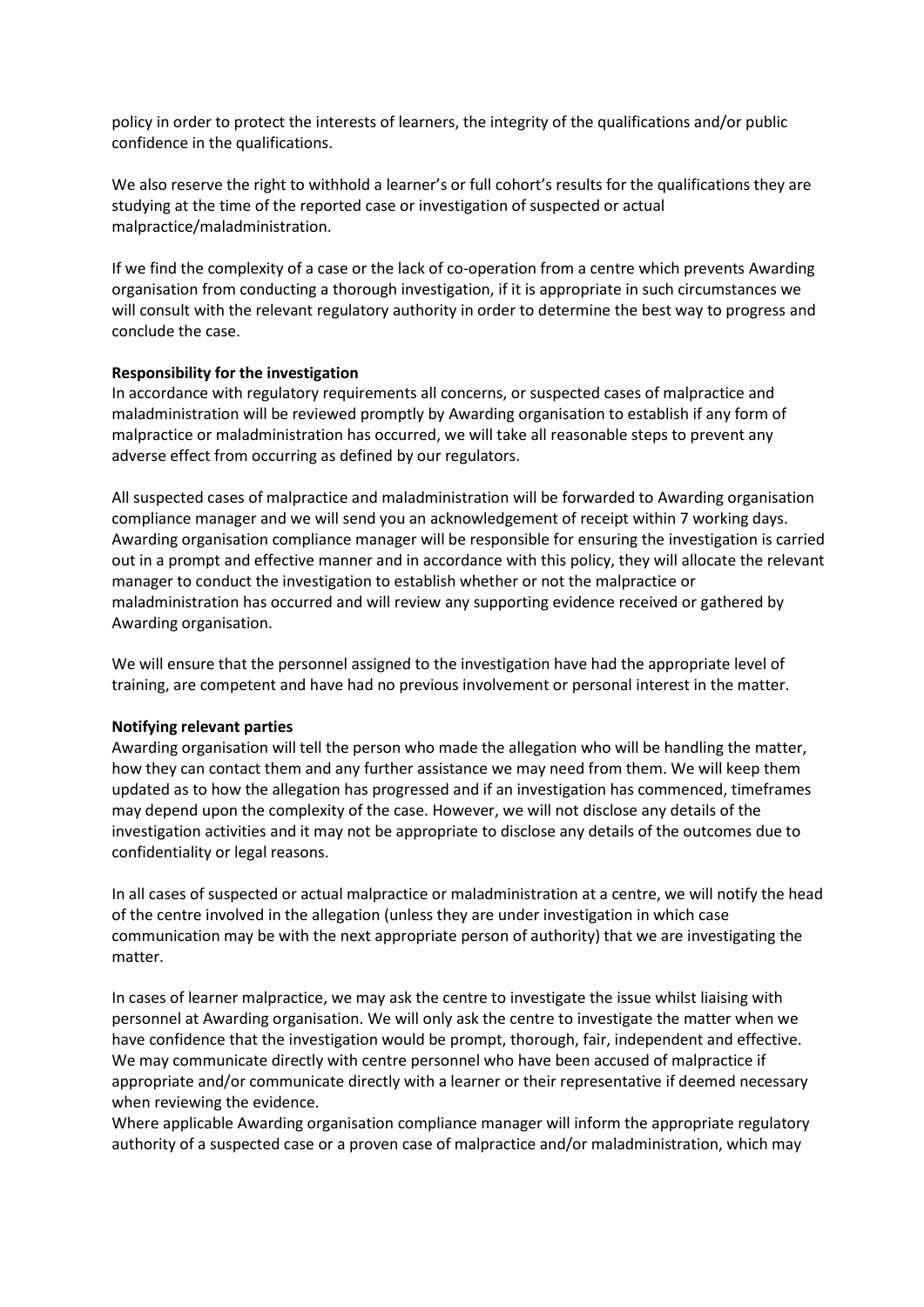policy in order to protect the interests of learners, the integrity of the qualifications and/or public confidence in the qualifications.

We also reserve the right to withhold a learner's or full cohort's results for the qualifications they are studying at the time of the reported case or investigation of suspected or actual malpractice/maladministration.

If we find the complexity of a case or the lack of co-operation from a centre which prevents Awarding organisation from conducting a thorough investigation, if it is appropriate in such circumstances we will consult with the relevant regulatory authority in order to determine the best way to progress and conclude the case.

**Responsibility for the investigation**
In accordance with regulatory requirements all concerns, or suspected cases of malpractice and maladministration will be reviewed promptly by Awarding organisation to establish if any form of malpractice or maladministration has occurred, we will take all reasonable steps to prevent any adverse effect from occurring as defined by our regulators.

All suspected cases of malpractice and maladministration will be forwarded to Awarding organisation compliance manager and we will send you an acknowledgement of receipt within 7 working days. Awarding organisation compliance manager will be responsible for ensuring the investigation is carried out in a prompt and effective manner and in accordance with this policy, they will allocate the relevant manager to conduct the investigation to establish whether or not the malpractice or maladministration has occurred and will review any supporting evidence received or gathered by Awarding organisation.

We will ensure that the personnel assigned to the investigation have had the appropriate level of training, are competent and have had no previous involvement or personal interest in the matter.

**Notifying relevant parties**
Awarding organisation will tell the person who made the allegation who will be handling the matter, how they can contact them and any further assistance we may need from them. We will keep them updated as to how the allegation has progressed and if an investigation has commenced, timeframes may depend upon the complexity of the case. However, we will not disclose any details of the investigation activities and it may not be appropriate to disclose any details of the outcomes due to confidentiality or legal reasons.

In all cases of suspected or actual malpractice or maladministration at a centre, we will notify the head of the centre involved in the allegation (unless they are under investigation in which case communication may be with the next appropriate person of authority) that we are investigating the matter.

In cases of learner malpractice, we may ask the centre to investigate the issue whilst liaising with personnel at Awarding organisation. We will only ask the centre to investigate the matter when we have confidence that the investigation would be prompt, thorough, fair, independent and effective. We may communicate directly with centre personnel who have been accused of malpractice if appropriate and/or communicate directly with a learner or their representative if deemed necessary when reviewing the evidence.
Where applicable Awarding organisation compliance manager will inform the appropriate regulatory authority of a suspected case or a proven case of malpractice and/or maladministration, which may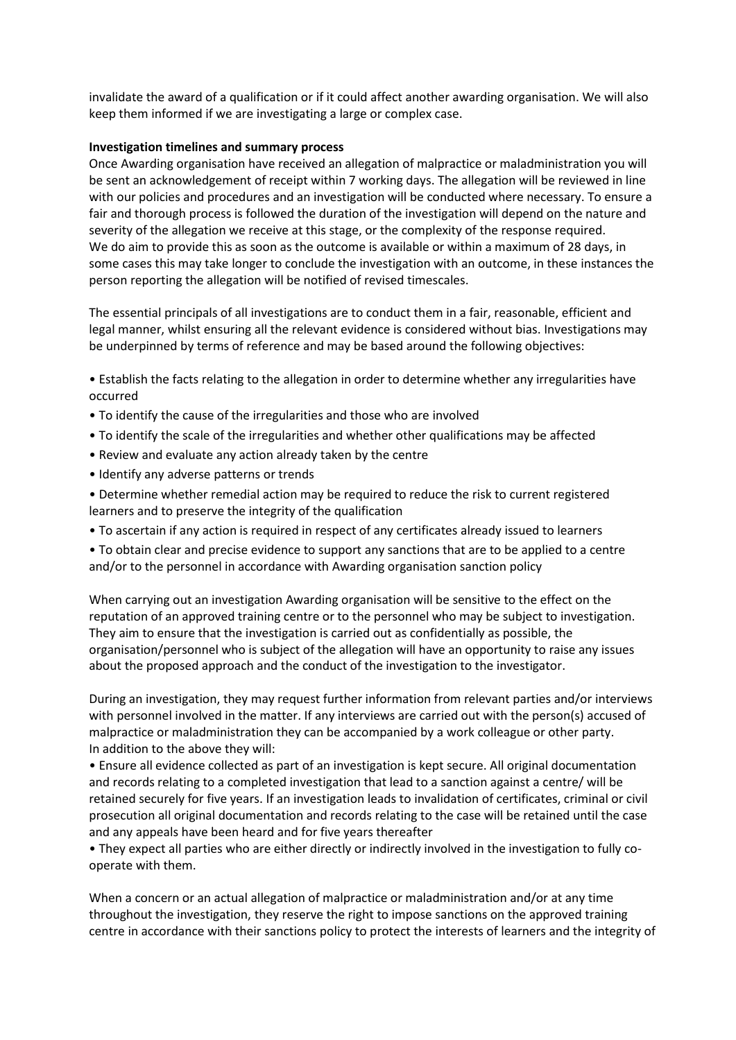invalidate the award of a qualification or if it could affect another awarding organisation. We will also keep them informed if we are investigating a large or complex case.

**Investigation timelines and summary process**

Once Awarding organisation have received an allegation of malpractice or maladministration you will be sent an acknowledgement of receipt within 7 working days. The allegation will be reviewed in line with our policies and procedures and an investigation will be conducted where necessary. To ensure a fair and thorough process is followed the duration of the investigation will depend on the nature and severity of the allegation we receive at this stage, or the complexity of the response required. We do aim to provide this as soon as the outcome is available or within a maximum of 28 days, in some cases this may take longer to conclude the investigation with an outcome, in these instances the person reporting the allegation will be notified of revised timescales.

The essential principals of all investigations are to conduct them in a fair, reasonable, efficient and legal manner, whilst ensuring all the relevant evidence is considered without bias. Investigations may be underpinned by terms of reference and may be based around the following objectives:

- Establish the facts relating to the allegation in order to determine whether any irregularities have occurred
- To identify the cause of the irregularities and those who are involved
- To identify the scale of the irregularities and whether other qualifications may be affected
- Review and evaluate any action already taken by the centre
- Identify any adverse patterns or trends
- Determine whether remedial action may be required to reduce the risk to current registered learners and to preserve the integrity of the qualification
- To ascertain if any action is required in respect of any certificates already issued to learners
- To obtain clear and precise evidence to support any sanctions that are to be applied to a centre and/or to the personnel in accordance with Awarding organisation sanction policy

When carrying out an investigation Awarding organisation will be sensitive to the effect on the reputation of an approved training centre or to the personnel who may be subject to investigation. They aim to ensure that the investigation is carried out as confidentially as possible, the organisation/personnel who is subject of the allegation will have an opportunity to raise any issues about the proposed approach and the conduct of the investigation to the investigator.

During an investigation, they may request further information from relevant parties and/or interviews with personnel involved in the matter. If any interviews are carried out with the person(s) accused of malpractice or maladministration they can be accompanied by a work colleague or other party. In addition to the above they will:

- Ensure all evidence collected as part of an investigation is kept secure. All original documentation and records relating to a completed investigation that lead to a sanction against a centre/ will be retained securely for five years. If an investigation leads to invalidation of certificates, criminal or civil prosecution all original documentation and records relating to the case will be retained until the case and any appeals have been heard and for five years thereafter
- They expect all parties who are either directly or indirectly involved in the investigation to fully co-operate with them.

When a concern or an actual allegation of malpractice or maladministration and/or at any time throughout the investigation, they reserve the right to impose sanctions on the approved training centre in accordance with their sanctions policy to protect the interests of learners and the integrity of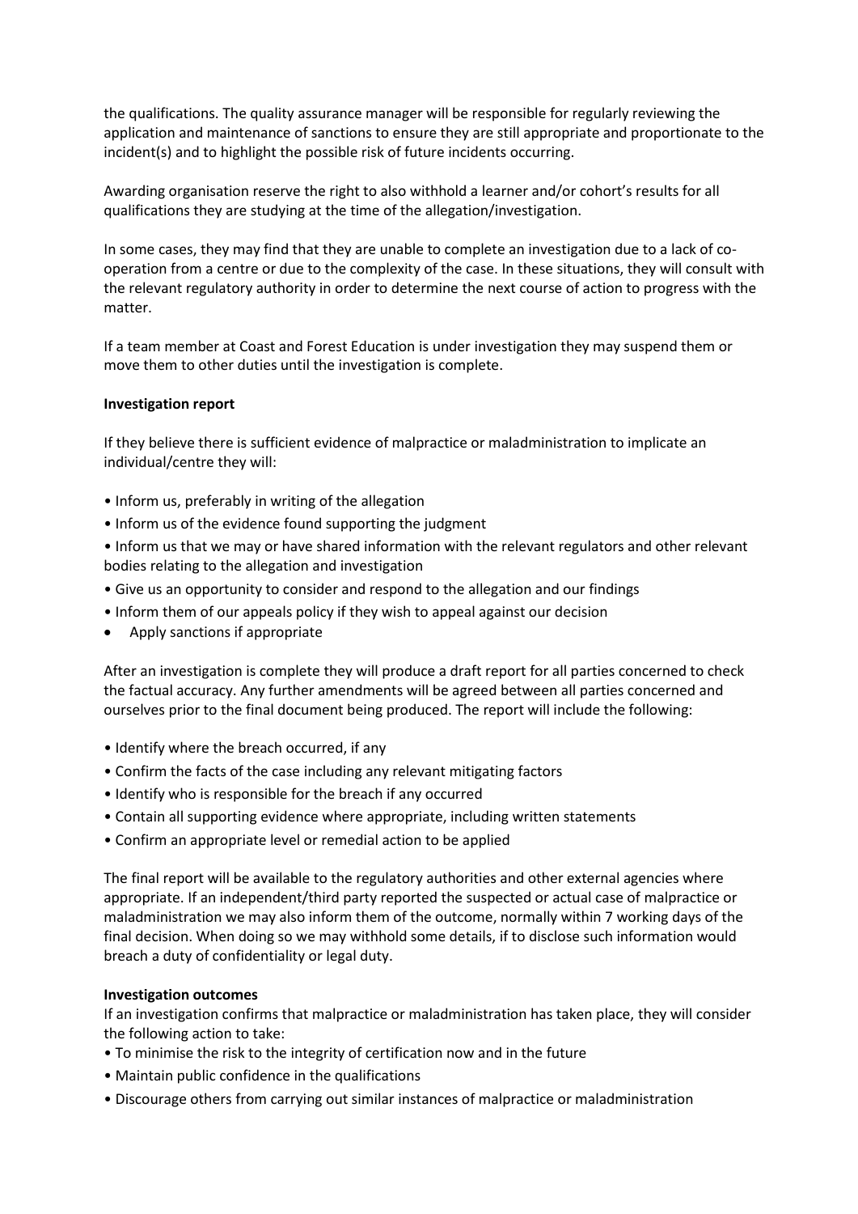the qualifications. The quality assurance manager will be responsible for regularly reviewing the application and maintenance of sanctions to ensure they are still appropriate and proportionate to the incident(s) and to highlight the possible risk of future incidents occurring.

Awarding organisation reserve the right to also withhold a learner and/or cohort's results for all qualifications they are studying at the time of the allegation/investigation.

In some cases, they may find that they are unable to complete an investigation due to a lack of co-operation from a centre or due to the complexity of the case. In these situations, they will consult with the relevant regulatory authority in order to determine the next course of action to progress with the matter.

If a team member at Coast and Forest Education is under investigation they may suspend them or move them to other duties until the investigation is complete.

**Investigation report**

If they believe there is sufficient evidence of malpractice or maladministration to implicate an individual/centre they will:

- Inform us, preferably in writing of the allegation
- Inform us of the evidence found supporting the judgment
- Inform us that we may or have shared information with the relevant regulators and other relevant bodies relating to the allegation and investigation
- Give us an opportunity to consider and respond to the allegation and our findings
- Inform them of our appeals policy if they wish to appeal against our decision
- Apply sanctions if appropriate

After an investigation is complete they will produce a draft report for all parties concerned to check the factual accuracy. Any further amendments will be agreed between all parties concerned and ourselves prior to the final document being produced. The report will include the following:

- Identify where the breach occurred, if any
- Confirm the facts of the case including any relevant mitigating factors
- Identify who is responsible for the breach if any occurred
- Contain all supporting evidence where appropriate, including written statements
- Confirm an appropriate level or remedial action to be applied

The final report will be available to the regulatory authorities and other external agencies where appropriate. If an independent/third party reported the suspected or actual case of malpractice or maladministration we may also inform them of the outcome, normally within 7 working days of the final decision. When doing so we may withhold some details, if to disclose such information would breach a duty of confidentiality or legal duty.

**Investigation outcomes**

If an investigation confirms that malpractice or maladministration has taken place, they will consider the following action to take:

- To minimise the risk to the integrity of certification now and in the future
- Maintain public confidence in the qualifications
- Discourage others from carrying out similar instances of malpractice or maladministration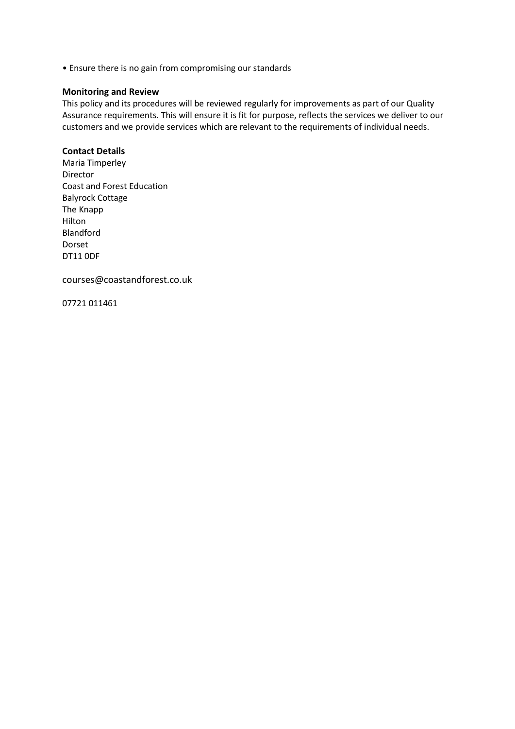- Ensure there is no gain from compromising our standards

**Monitoring and Review**

This policy and its procedures will be reviewed regularly for improvements as part of our Quality Assurance requirements. This will ensure it is fit for purpose, reflects the services we deliver to our customers and we provide services which are relevant to the requirements of individual needs.

**Contact Details**

Maria Timperley
Director
Coast and Forest Education
Balyrock Cottage
The Knapp
Hilton
Blandford
Dorset
DT11 0DF

courses@coastandforest.co.uk

07721 011461